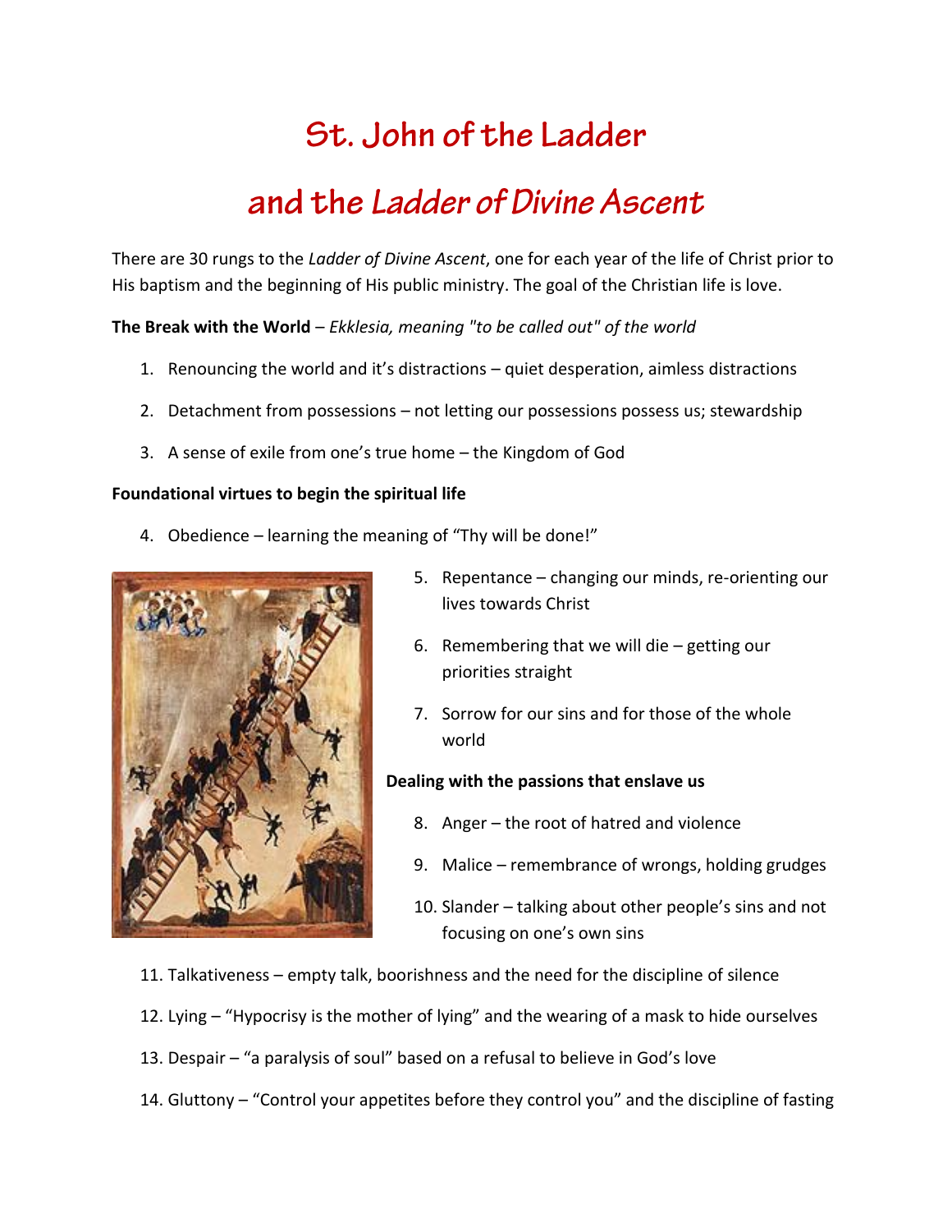# St. John of the Ladder

# and the *Ladder of Divine Ascent*

There are 30 rungs to the *Ladder of Divine Ascent*, one for each year of the life of Christ prior to His baptism and the beginning of His public ministry. The goal of the Christian life is love.

**The Break with the World** – *Ekklesia, meaning "to be called out" of the world*

1. Renouncing the world and it's distractions – quiet desperation, aimless distractions
2. Detachment from possessions – not letting our possessions possess us; stewardship
3. A sense of exile from one's true home – the Kingdom of God

**Foundational virtues to begin the spiritual life**

4. Obedience – learning the meaning of "Thy will be done!"
5. Repentance – changing our minds, re-orienting our lives towards Christ
6. Remembering that we will die – getting our priorities straight
7. Sorrow for our sins and for those of the whole world

**Dealing with the passions that enslave us**

8. Anger – the root of hatred and violence
9. Malice – remembrance of wrongs, holding grudges
10. Slander – talking about other people's sins and not focusing on one's own sins
11. Talkativeness – empty talk, boorishness and the need for the discipline of silence
12. Lying – "Hypocrisy is the mother of lying" and the wearing of a mask to hide ourselves
13. Despair – "a paralysis of soul" based on a refusal to believe in God's love
14. Gluttony – "Control your appetites before they control you" and the discipline of fasting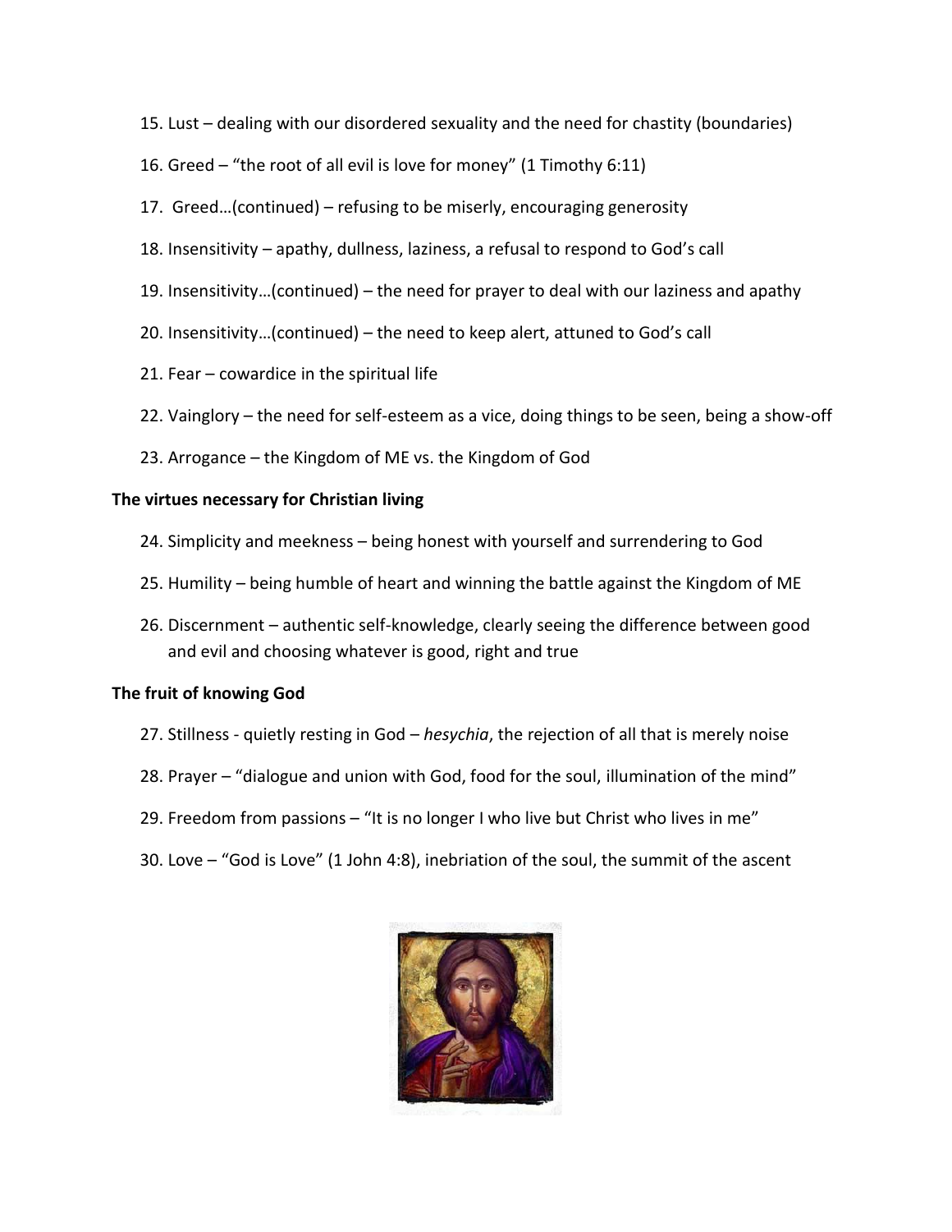15. Lust – dealing with our disordered sexuality and the need for chastity (boundaries)
16. Greed – "the root of all evil is love for money" (1 Timothy 6:11)
17. Greed…(continued) – refusing to be miserly, encouraging generosity
18. Insensitivity – apathy, dullness, laziness, a refusal to respond to God's call
19. Insensitivity…(continued) – the need for prayer to deal with our laziness and apathy
20. Insensitivity…(continued) – the need to keep alert, attuned to God's call
21. Fear – cowardice in the spiritual life
22. Vainglory – the need for self-esteem as a vice, doing things to be seen, being a show-off
23. Arrogance – the Kingdom of ME vs. the Kingdom of God

**The virtues necessary for Christian living**

24. Simplicity and meekness – being honest with yourself and surrendering to God
25. Humility – being humble of heart and winning the battle against the Kingdom of ME
26. Discernment – authentic self-knowledge, clearly seeing the difference between good and evil and choosing whatever is good, right and true

**The fruit of knowing God**

27. Stillness - quietly resting in God – *hesychia*, the rejection of all that is merely noise
28. Prayer – "dialogue and union with God, food for the soul, illumination of the mind"
29. Freedom from passions – "It is no longer I who live but Christ who lives in me"
30. Love – "God is Love" (1 John 4:8), inebriation of the soul, the summit of the ascent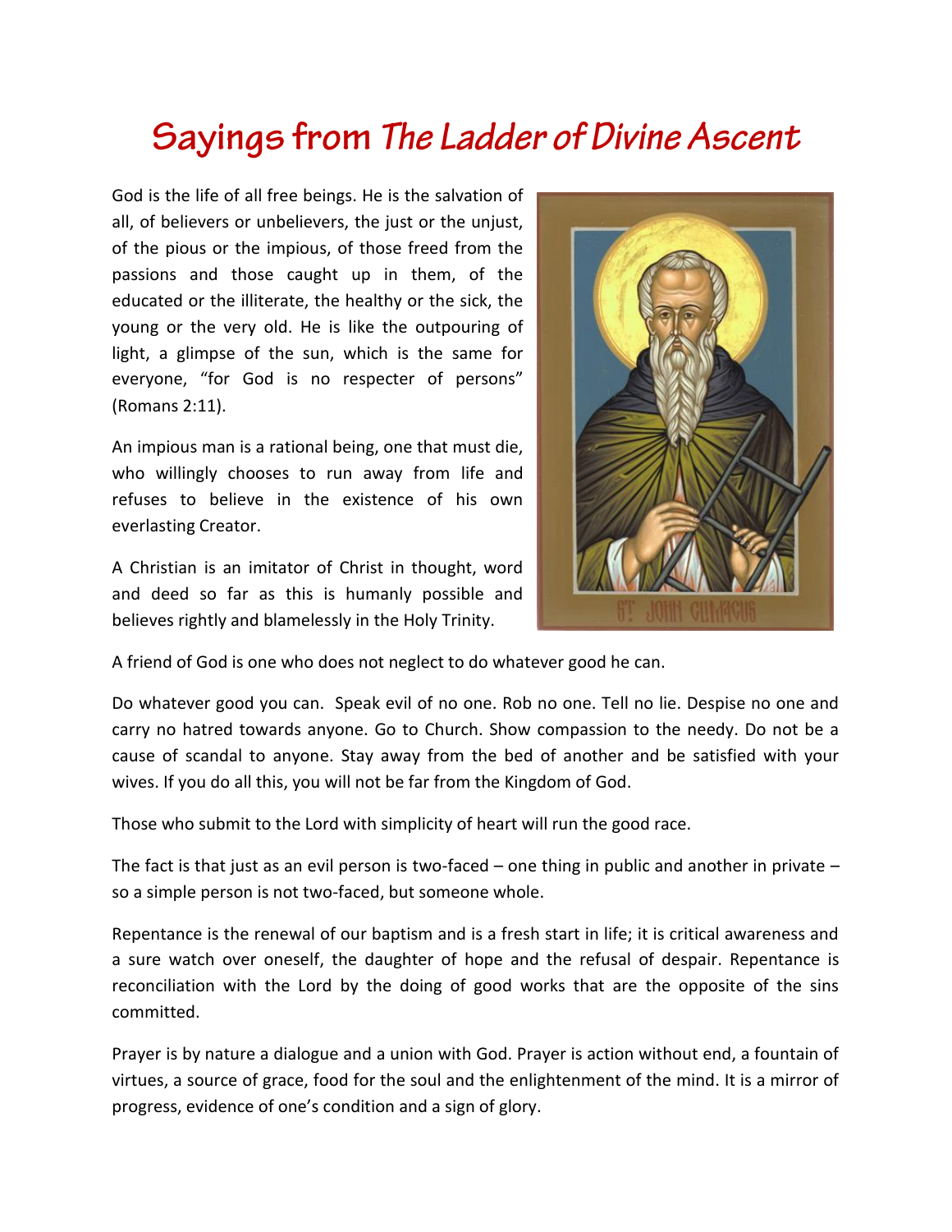# Sayings from *The Ladder of Divine Ascent*

God is the life of all free beings. He is the salvation of all, of believers or unbelievers, the just or the unjust, of the pious or the impious, of those freed from the passions and those caught up in them, of the educated or the illiterate, the healthy or the sick, the young or the very old. He is like the outpouring of light, a glimpse of the sun, which is the same for everyone, "for God is no respecter of persons" (Romans 2:11).

An impious man is a rational being, one that must die, who willingly chooses to run away from life and refuses to believe in the existence of his own everlasting Creator.

A Christian is an imitator of Christ in thought, word and deed so far as this is humanly possible and believes rightly and blamelessly in the Holy Trinity.

A friend of God is one who does not neglect to do whatever good he can.

Do whatever good you can. Speak evil of no one. Rob no one. Tell no lie. Despise no one and carry no hatred towards anyone. Go to Church. Show compassion to the needy. Do not be a cause of scandal to anyone. Stay away from the bed of another and be satisfied with your wives. If you do all this, you will not be far from the Kingdom of God.

Those who submit to the Lord with simplicity of heart will run the good race.

The fact is that just as an evil person is two-faced – one thing in public and another in private – so a simple person is not two-faced, but someone whole.

Repentance is the renewal of our baptism and is a fresh start in life; it is critical awareness and a sure watch over oneself, the daughter of hope and the refusal of despair. Repentance is reconciliation with the Lord by the doing of good works that are the opposite of the sins committed.

Prayer is by nature a dialogue and a union with God. Prayer is action without end, a fountain of virtues, a source of grace, food for the soul and the enlightenment of the mind. It is a mirror of progress, evidence of one's condition and a sign of glory.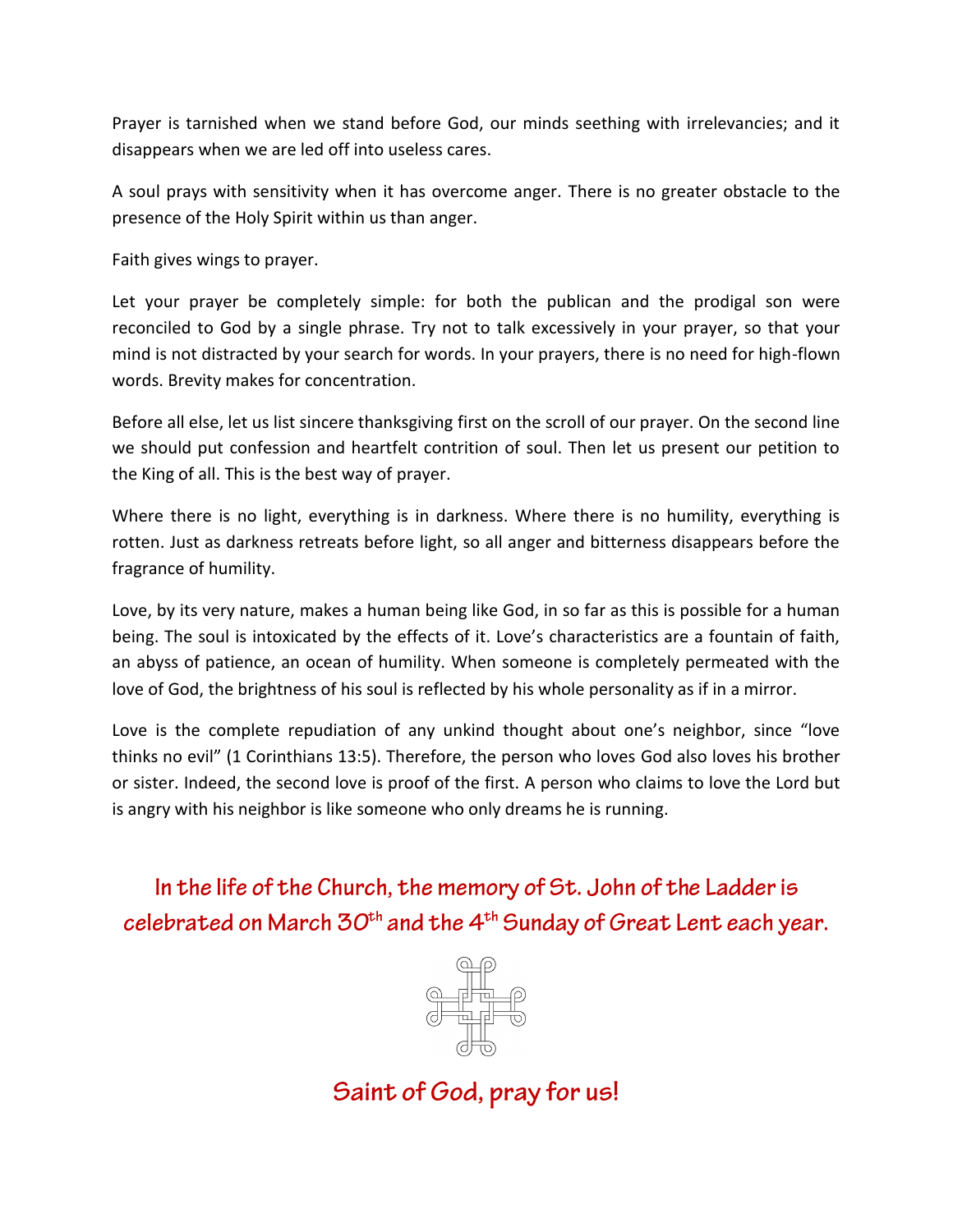Prayer is tarnished when we stand before God, our minds seething with irrelevancies; and it disappears when we are led off into useless cares.

A soul prays with sensitivity when it has overcome anger. There is no greater obstacle to the presence of the Holy Spirit within us than anger.

Faith gives wings to prayer.

Let your prayer be completely simple: for both the publican and the prodigal son were reconciled to God by a single phrase. Try not to talk excessively in your prayer, so that your mind is not distracted by your search for words. In your prayers, there is no need for high-flown words. Brevity makes for concentration.

Before all else, let us list sincere thanksgiving first on the scroll of our prayer. On the second line we should put confession and heartfelt contrition of soul. Then let us present our petition to the King of all. This is the best way of prayer.

Where there is no light, everything is in darkness. Where there is no humility, everything is rotten. Just as darkness retreats before light, so all anger and bitterness disappears before the fragrance of humility.

Love, by its very nature, makes a human being like God, in so far as this is possible for a human being. The soul is intoxicated by the effects of it. Love's characteristics are a fountain of faith, an abyss of patience, an ocean of humility. When someone is completely permeated with the love of God, the brightness of his soul is reflected by his whole personality as if in a mirror.

Love is the complete repudiation of any unkind thought about one's neighbor, since "love thinks no evil" (1 Corinthians 13:5). Therefore, the person who loves God also loves his brother or sister. Indeed, the second love is proof of the first. A person who claims to love the Lord but is angry with his neighbor is like someone who only dreams he is running.

**In the life of the Church, the memory of St. John of the Ladder is celebrated on March 30th and the 4th Sunday of Great Lent each year.**

**Saint of God, pray for us!**